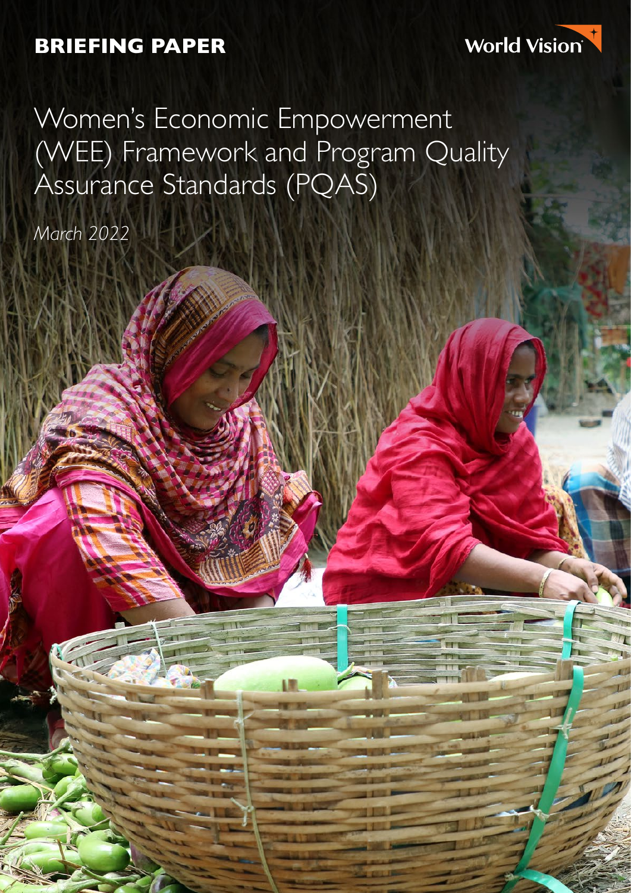**BRIEFING PAPER**

World Vision

# Women's Economic Empowerment (WEE) Framework and Program Quality Assurance Standards (PQAS)

*March 2022*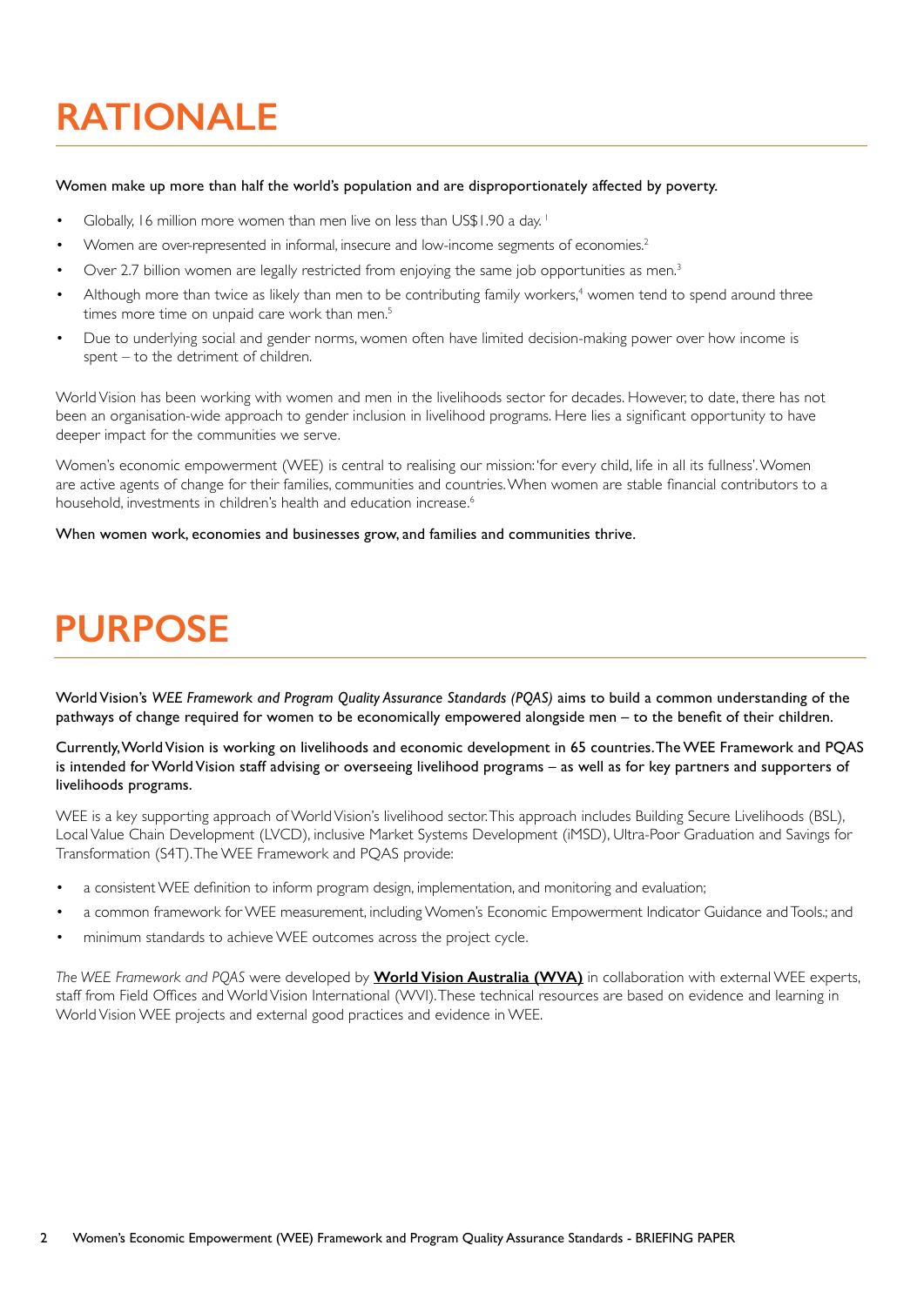# RATIONALE

**Women make up more than half the world's population and are disproportionately affected by poverty.**

- Globally, 16 million more women than men live on less than US$1.90 a day. [1]
- Women are over-represented in informal, insecure and low-income segments of economies.[2]
- Over 2.7 billion women are legally restricted from enjoying the same job opportunities as men.[3]
- Although more than twice as likely than men to be contributing family workers,[4] women tend to spend around three times more time on unpaid care work than men.[5]
- Due to underlying social and gender norms, women often have limited decision-making power over how income is spent – to the detriment of children.

World Vision has been working with women and men in the livelihoods sector for decades. However, to date, there has not been an organisation-wide approach to gender inclusion in livelihood programs. Here lies a significant opportunity to have deeper impact for the communities we serve.

Women's economic empowerment (WEE) is central to realising our mission: 'for every child, life in all its fullness'. Women are active agents of change for their families, communities and countries. When women are stable financial contributors to a household, investments in children's health and education increase.[6]

**When women work, economies and businesses grow, and families and communities thrive.**

# PURPOSE

**World Vision's *WEE Framework and Program Quality Assurance Standards (PQAS)* aims to build a common understanding of the pathways of change required for women to be economically empowered alongside men – to the benefit of their children.**

**Currently, World Vision is working on livelihoods and economic development in 65 countries. The WEE Framework and PQAS is intended for World Vision staff advising or overseeing livelihood programs – as well as for key partners and supporters of livelihoods programs.**

WEE is a key supporting approach of World Vision's livelihood sector. This approach includes Building Secure Livelihoods (BSL), Local Value Chain Development (LVCD), inclusive Market Systems Development (iMSD), Ultra-Poor Graduation and Savings for Transformation (S4T). The WEE Framework and PQAS provide:

- a consistent WEE definition to inform program design, implementation, and monitoring and evaluation;
- a common framework for WEE measurement, including Women's Economic Empowerment Indicator Guidance and Tools.; and
- minimum standards to achieve WEE outcomes across the project cycle.

*The WEE Framework and PQAS* were developed by **World Vision Australia (WVA)** in collaboration with external WEE experts, staff from Field Offices and World Vision International (WVI). These technical resources are based on evidence and learning in World Vision WEE projects and external good practices and evidence in WEE.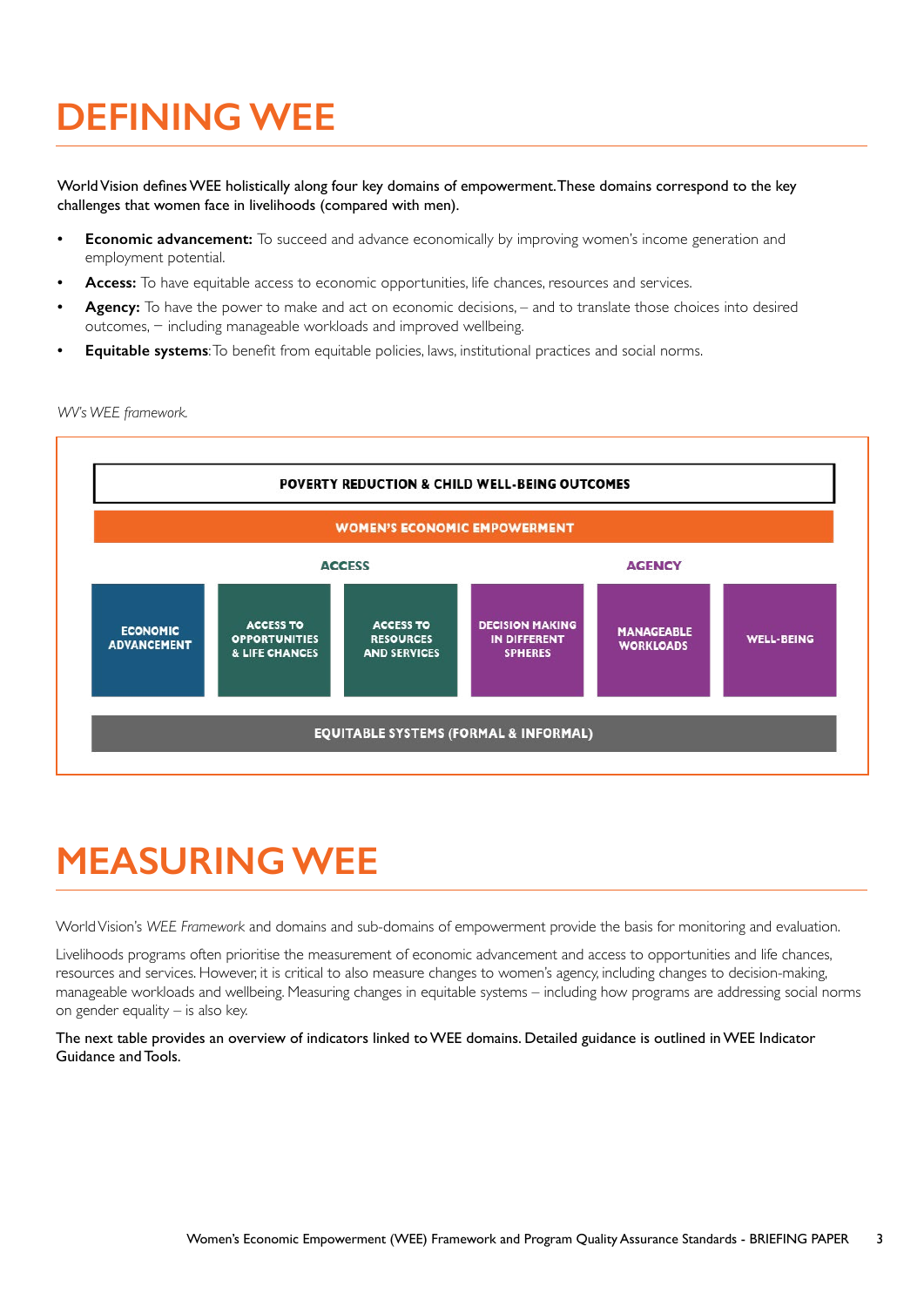# DEFINING WEE

World Vision defines WEE holistically along four key domains of empowerment. These domains correspond to the key challenges that women face in livelihoods (compared with men).

- **Economic advancement:** To succeed and advance economically by improving women's income generation and employment potential.
- **Access:** To have equitable access to economic opportunities, life chances, resources and services.
- **Agency:** To have the power to make and act on economic decisions, – and to translate those choices into desired outcomes, – including manageable workloads and improved wellbeing.
- **Equitable systems**: To benefit from equitable policies, laws, institutional practices and social norms.

*WV's WEE framework.*

**POVERTY REDUCTION & CHILD WELL-BEING OUTCOMES**

**WOMEN'S ECONOMIC EMPOWERMENT**

| | ACCESS | | AGENCY | | |
|---|---|---|---|---|---|
| ECONOMIC ADVANCEMENT | ACCESS TO OPPORTUNITIES & LIFE CHANCES | ACCESS TO RESOURCES AND SERVICES | DECISION MAKING IN DIFFERENT SPHERES | MANAGEABLE WORKLOADS | WELL-BEING |

**EQUITABLE SYSTEMS (FORMAL & INFORMAL)**

# MEASURING WEE

World Vision's *WEE Framework* and domains and sub-domains of empowerment provide the basis for monitoring and evaluation.

Livelihoods programs often prioritise the measurement of economic advancement and access to opportunities and life chances, resources and services. However, it is critical to also measure changes to women's agency, including changes to decision-making, manageable workloads and wellbeing. Measuring changes in equitable systems – including how programs are addressing social norms on gender equality – is also key.

The next table provides an overview of indicators linked to WEE domains. Detailed guidance is outlined in WEE Indicator Guidance and Tools.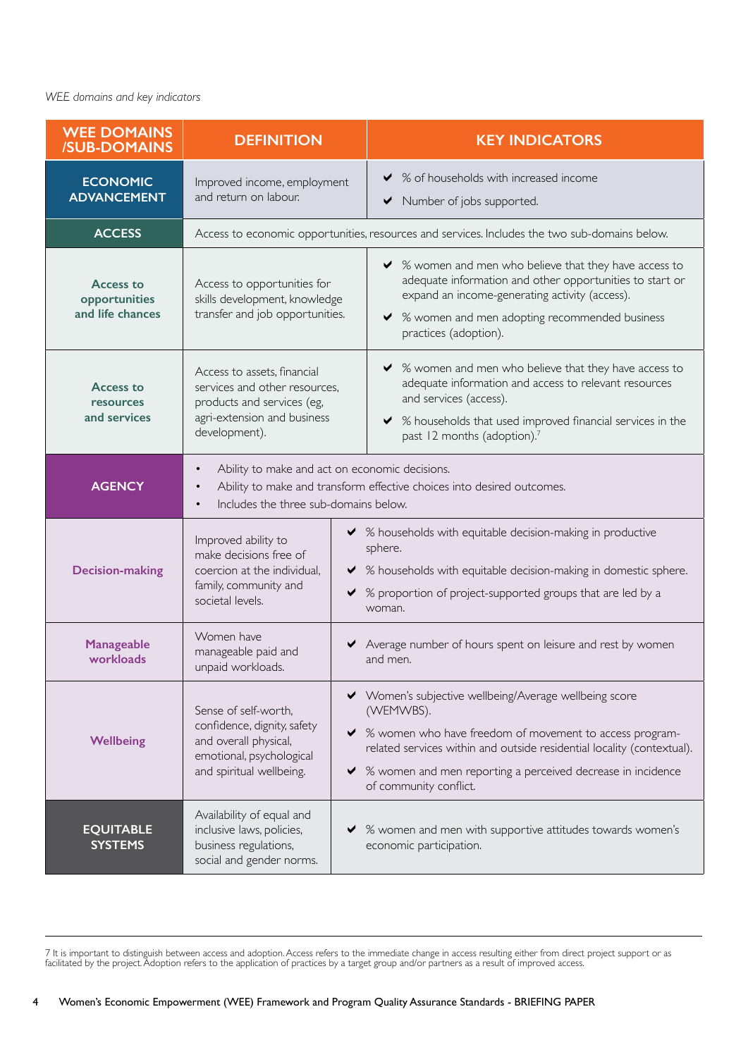*WEE domains and key indicators*

| WEE DOMAINS /SUB-DOMAINS | DEFINITION | KEY INDICATORS |
|---|---|---|
| **ECONOMIC ADVANCEMENT** | Improved income, employment and return on labour. | ✔ % of households with increased income<br>✔ Number of jobs supported. |
| **ACCESS** | Access to economic opportunities, resources and services. Includes the two sub-domains below. | |
| **Access to opportunities and life chances** | Access to opportunities for skills development, knowledge transfer and job opportunities. | ✔ % women and men who believe that they have access to adequate information and other opportunities to start or expand an income-generating activity (access).<br>✔ % women and men adopting recommended business practices (adoption). |
| **Access to resources and services** | Access to assets, financial services and other resources, products and services (eg, agri-extension and business development). | ✔ % women and men who believe that they have access to adequate information and access to relevant resources and services (access).<br>✔ % households that used improved financial services in the past 12 months (adoption).[7] |
| **AGENCY** | • Ability to make and act on economic decisions.<br>• Ability to make and transform effective choices into desired outcomes.<br>• Includes the three sub-domains below. | |
| **Decision-making** | Improved ability to make decisions free of coercion at the individual, family, community and societal levels. | ✔ % households with equitable decision-making in productive sphere.<br>✔ % households with equitable decision-making in domestic sphere.<br>✔ % proportion of project-supported groups that are led by a woman. |
| **Manageable workloads** | Women have manageable paid and unpaid workloads. | ✔ Average number of hours spent on leisure and rest by women and men. |
| **Wellbeing** | Sense of self-worth, confidence, dignity, safety and overall physical, emotional, psychological and spiritual wellbeing. | ✔ Women's subjective wellbeing/Average wellbeing score (WEMWBS).<br>✔ % women who have freedom of movement to access program-related services within and outside residential locality (contextual).<br>✔ % women and men reporting a perceived decrease in incidence of community conflict. |
| **EQUITABLE SYSTEMS** | Availability of equal and inclusive laws, policies, business regulations, social and gender norms. | ✔ % women and men with supportive attitudes towards women's economic participation. |

7 It is important to distinguish between access and adoption. Access refers to the immediate change in access resulting either from direct project support or as facilitated by the project. Adoption refers to the application of practices by a target group and/or partners as a result of improved access.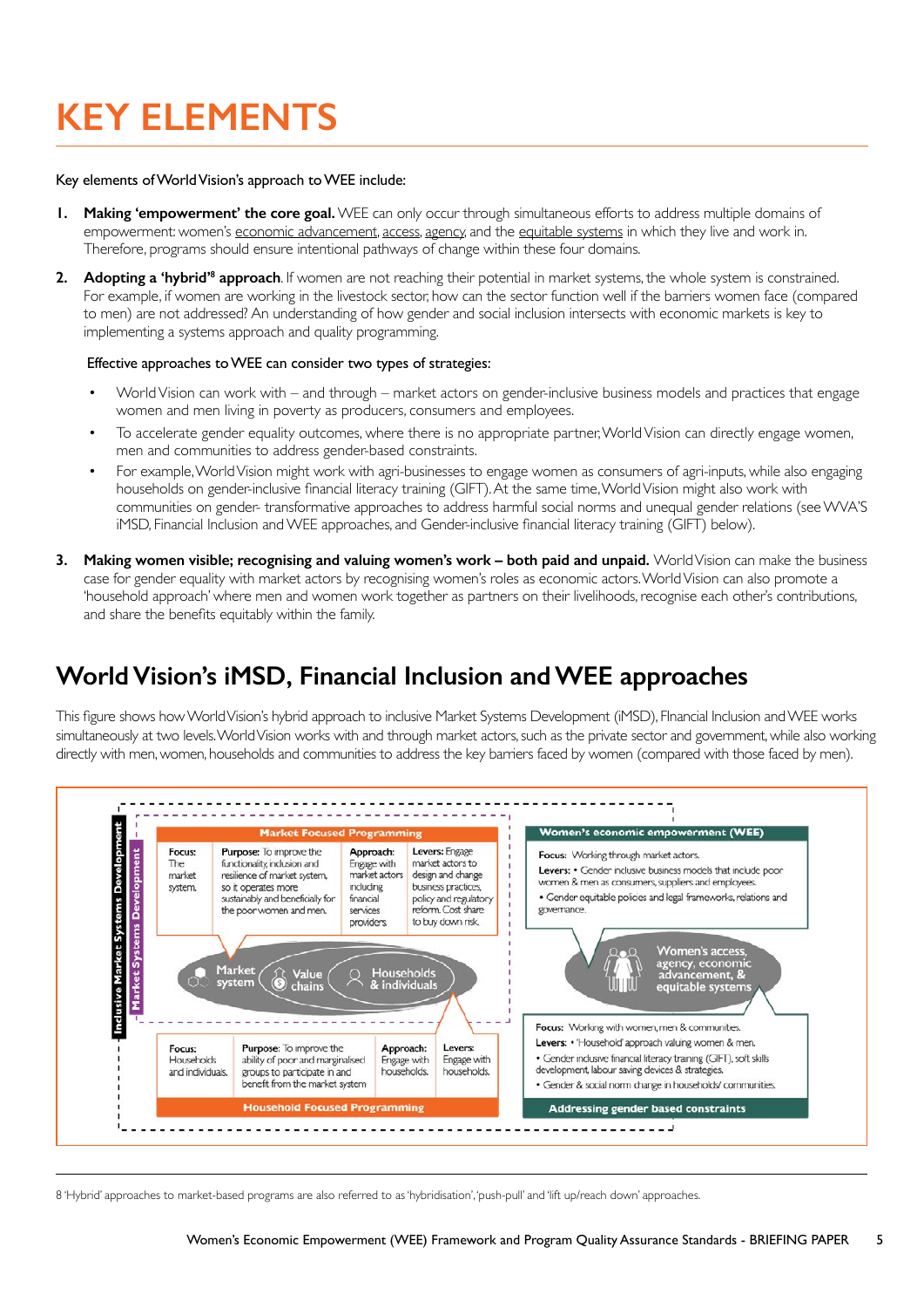# KEY ELEMENTS

Key elements of World Vision's approach to WEE include:

1. **Making 'empowerment' the core goal.** WEE can only occur through simultaneous efforts to address multiple domains of empowerment: women's economic advancement, access, agency, and the equitable systems in which they live and work in. Therefore, programs should ensure intentional pathways of change within these four domains.

2. **Adopting a 'hybrid'[8] approach**. If women are not reaching their potential in market systems, the whole system is constrained. For example, if women are working in the livestock sector, how can the sector function well if the barriers women face (compared to men) are not addressed? An understanding of how gender and social inclusion intersects with economic markets is key to implementing a systems approach and quality programming.

   Effective approaches to WEE can consider two types of strategies:

   - World Vision can work with – and through – market actors on gender-inclusive business models and practices that engage women and men living in poverty as producers, consumers and employees.
   - To accelerate gender equality outcomes, where there is no appropriate partner, World Vision can directly engage women, men and communities to address gender-based constraints.
   - For example, World Vision might work with agri-businesses to engage women as consumers of agri-inputs, while also engaging households on gender-inclusive financial literacy training (GIFT). At the same time, World Vision might also work with communities on gender- transformative approaches to address harmful social norms and unequal gender relations (see WVA'S iMSD, Financial Inclusion and WEE approaches, and Gender-inclusive financial literacy training (GIFT) below).

3. **Making women visible; recognising and valuing women's work – both paid and unpaid.** World Vision can make the business case for gender equality with market actors by recognising women's roles as economic actors. World Vision can also promote a 'household approach' where men and women work together as partners on their livelihoods, recognise each other's contributions, and share the benefits equitably within the family.

## World Vision's iMSD, Financial Inclusion and WEE approaches

This figure shows how World Vision's hybrid approach to inclusive Market Systems Development (iMSD), Financial Inclusion and WEE works simultaneously at two levels. World Vision works with and through market actors, such as the private sector and government, while also working directly with men, women, households and communities to address the key barriers faced by women (compared with those faced by men).

**Inclusive Market Systems Development / Market Systems Development**

**Market Focused Programming**

| Focus: | Purpose: | Approach: | Levers: |
|---|---|---|---|
| The market system. | To improve the functionality, inclusion and resilience of market system, so it operates more sustainably and beneficially for the poor women and men. | Engage with market actors including financial services providers | Engage market actors to design and change business practices, policy and regulatory reform. Cost share to buy down risk. |

Market system — Value chains — Households & individuals

**Household Focused Programming**

| Focus: | Purpose: | Approach: | Levers: |
|---|---|---|---|
| Households and individuals. | To improve the ability of poor and marginalised groups to participate in and benefit from the market system | Engage with households. | Engage with households. |

**Women's economic empowerment (WEE)**

**Focus:** Working through market actors.

**Levers:**
- Gender inclusive business models that include poor women & men as consumers, suppliers and employees.
- Gender equitable policies and legal frameworks, relations and governance.

Women's access, agency, economic advancement, & equitable systems

**Focus:** Working with women, men & communities.

**Levers:**
- 'Household' approach valuing women & men.
- Gender inclusive financial literacy training (GIFT), soft skills development, labour saving devices & strategies.
- Gender & social norm change in households/ communities.

**Addressing gender based constraints**

8 'Hybrid' approaches to market-based programs are also referred to as 'hybridisation', 'push-pull' and 'lift up/reach down' approaches.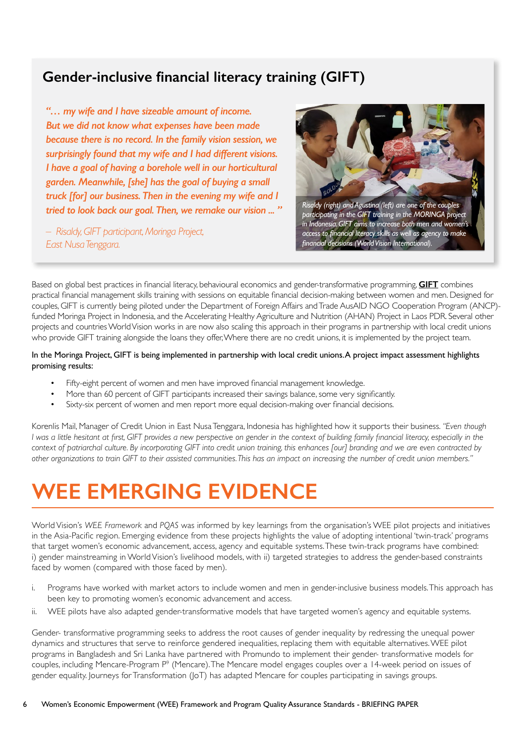## Gender-inclusive financial literacy training (GIFT)

*"… my wife and I have sizeable amount of income. But we did not know what expenses have been made because there is no record. In the family vision session, we surprisingly found that my wife and I had different visions. I have a goal of having a borehole well in our horticultural garden. Meanwhile, [she] has the goal of buying a small truck [for] our business. Then in the evening my wife and I tried to look back our goal. Then, we remake our vision ... "*

*– Risaldy, GIFT participant, Moringa Project, East Nusa Tenggara.*

*Risaldy (right) and Agustina (left) are one of the couples participating in the GIFT training in the MORINGA project in Indonesia. GIFT aims to increase both men and women's access to financial literacy skills as well as agency to make financial decisions (World Vision International).*

Based on global best practices in financial literacy, behavioural economics and gender-transformative programming, **GIFT** combines practical financial management skills training with sessions on equitable financial decision-making between women and men. Designed for couples, GIFT is currently being piloted under the Department of Foreign Affairs and Trade AusAID NGO Cooperation Program (ANCP)-funded Moringa Project in Indonesia, and the Accelerating Healthy Agriculture and Nutrition (AHAN) Project in Laos PDR. Several other projects and countries World Vision works in are now also scaling this approach in their programs in partnership with local credit unions who provide GIFT training alongside the loans they offer, Where there are no credit unions, it is implemented by the project team.

In the Moringa Project, GIFT is being implemented in partnership with local credit unions. A project impact assessment highlights promising results:

- Fifty-eight percent of women and men have improved financial management knowledge.
- More than 60 percent of GIFT participants increased their savings balance, some very significantly.
- Sixty-six percent of women and men report more equal decision-making over financial decisions.

Korenlis Mail, Manager of Credit Union in East Nusa Tenggara, Indonesia has highlighted how it supports their business. *"Even though I was a little hesitant at first, GIFT provides a new perspective on gender in the context of building family financial literacy, especially in the context of patriarchal culture. By incorporating GIFT into credit union training, this enhances [our] branding and we are even contracted by other organizations to train GIFT to their assisted communities. This has an impact on increasing the number of credit union members."*

# WEE EMERGING EVIDENCE

World Vision's *WEE Framework* and *PQAS* was informed by key learnings from the organisation's WEE pilot projects and initiatives in the Asia-Pacific region. Emerging evidence from these projects highlights the value of adopting intentional 'twin-track' programs that target women's economic advancement, access, agency and equitable systems. These twin-track programs have combined: i) gender mainstreaming in World Vision's livelihood models, with ii) targeted strategies to address the gender-based constraints faced by women (compared with those faced by men).

i. Programs have worked with market actors to include women and men in gender-inclusive business models. This approach has been key to promoting women's economic advancement and access.
ii. WEE pilots have also adapted gender-transformative models that have targeted women's agency and equitable systems.

Gender- transformative programming seeks to address the root causes of gender inequality by redressing the unequal power dynamics and structures that serve to reinforce gendered inequalities, replacing them with equitable alternatives. WEE pilot programs in Bangladesh and Sri Lanka have partnered with Promundo to implement their gender- transformative models for couples, including Mencare-Program P[9] (Mencare). The Mencare model engages couples over a 14-week period on issues of gender equality. Journeys for Transformation (JoT) has adapted Mencare for couples participating in savings groups.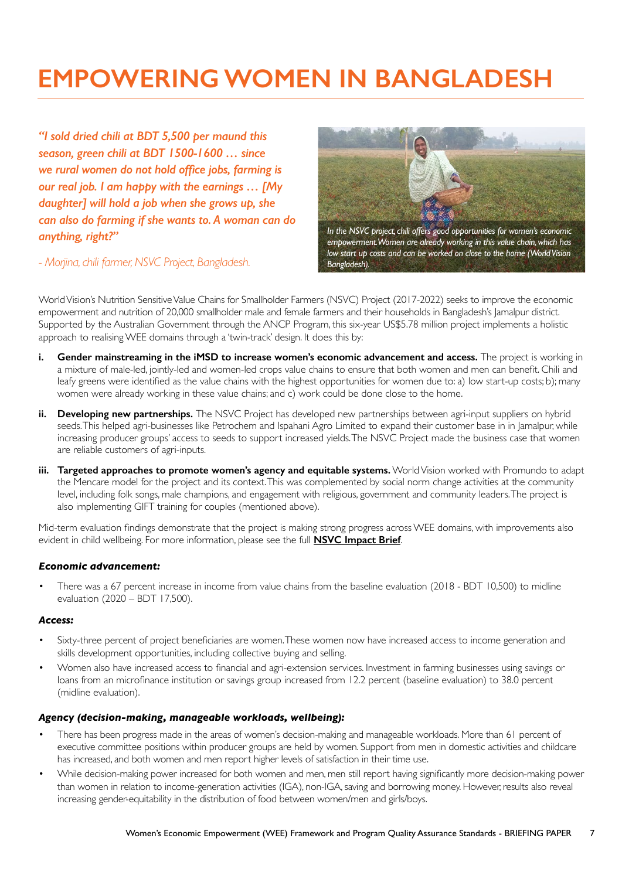# EMPOWERING WOMEN IN BANGLADESH

*"I sold dried chili at BDT 5,500 per maund this season, green chili at BDT 1500-1600 … since we rural women do not hold office jobs, farming is our real job. I am happy with the earnings … [My daughter] will hold a job when she grows up, she can also do farming if she wants to. A woman can do anything, right?"*

*- Morjina, chili farmer, NSVC Project, Bangladesh.*

*In the NSVC project, chili offers good opportunities for women's economic empowerment. Women are already working in this value chain, which has low start up costs and can be worked on close to the home (World Vision Bangladesh).*

World Vision's Nutrition Sensitive Value Chains for Smallholder Farmers (NSVC) Project (2017-2022) seeks to improve the economic empowerment and nutrition of 20,000 smallholder male and female farmers and their households in Bangladesh's Jamalpur district. Supported by the Australian Government through the ANCP Program, this six-year US$5.78 million project implements a holistic approach to realising WEE domains through a 'twin-track' design. It does this by:

i. **Gender mainstreaming in the iMSD to increase women's economic advancement and access.** The project is working in a mixture of male-led, jointly-led and women-led crops value chains to ensure that both women and men can benefit. Chili and leafy greens were identified as the value chains with the highest opportunities for women due to: a) low start-up costs; b); many women were already working in these value chains; and c) work could be done close to the home.

ii. **Developing new partnerships.** The NSVC Project has developed new partnerships between agri-input suppliers on hybrid seeds. This helped agri-businesses like Petrochem and Ispahani Agro Limited to expand their customer base in in Jamalpur, while increasing producer groups' access to seeds to support increased yields. The NSVC Project made the business case that women are reliable customers of agri-inputs.

iii. **Targeted approaches to promote women's agency and equitable systems.** World Vision worked with Promundo to adapt the Mencare model for the project and its context. This was complemented by social norm change activities at the community level, including folk songs, male champions, and engagement with religious, government and community leaders. The project is also implementing GIFT training for couples (mentioned above).

Mid-term evaluation findings demonstrate that the project is making strong progress across WEE domains, with improvements also evident in child wellbeing. For more information, please see the full **NSVC Impact Brief**.

***Economic advancement:***

- There was a 67 percent increase in income from value chains from the baseline evaluation (2018 - BDT 10,500) to midline evaluation (2020 – BDT 17,500).

***Access:***

- Sixty-three percent of project beneficiaries are women. These women now have increased access to income generation and skills development opportunities, including collective buying and selling.
- Women also have increased access to financial and agri-extension services. Investment in farming businesses using savings or loans from an microfinance institution or savings group increased from 12.2 percent (baseline evaluation) to 38.0 percent (midline evaluation).

***Agency (decision-making, manageable workloads, wellbeing):***

- There has been progress made in the areas of women's decision-making and manageable workloads. More than 61 percent of executive committee positions within producer groups are held by women. Support from men in domestic activities and childcare has increased, and both women and men report higher levels of satisfaction in their time use.
- While decision-making power increased for both women and men, men still report having significantly more decision-making power than women in relation to income-generation activities (IGA), non-IGA, saving and borrowing money. However, results also reveal increasing gender-equitability in the distribution of food between women/men and girls/boys.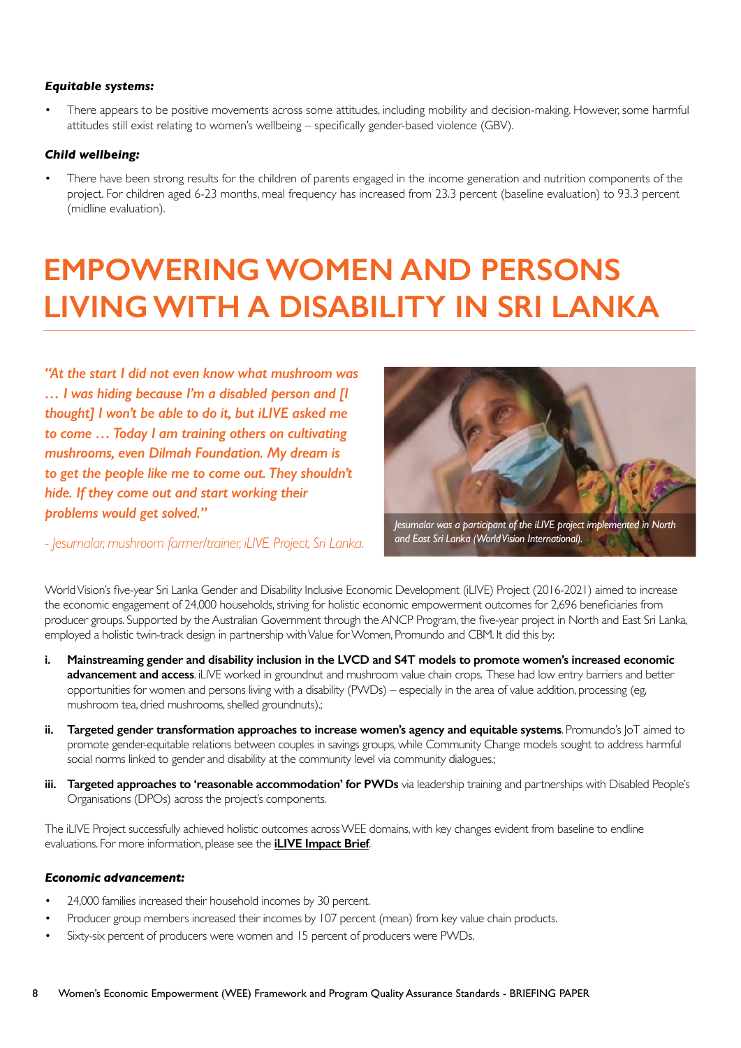***Equitable systems:***

- There appears to be positive movements across some attitudes, including mobility and decision-making. However, some harmful attitudes still exist relating to women's wellbeing – specifically gender-based violence (GBV).

***Child wellbeing:***

- There have been strong results for the children of parents engaged in the income generation and nutrition components of the project. For children aged 6-23 months, meal frequency has increased from 23.3 percent (baseline evaluation) to 93.3 percent (midline evaluation).

# EMPOWERING WOMEN AND PERSONS LIVING WITH A DISABILITY IN SRI LANKA

*"At the start I did not even know what mushroom was … I was hiding because I'm a disabled person and [I thought] I won't be able to do it, but iLIVE asked me to come … Today I am training others on cultivating mushrooms, even Dilmah Foundation. My dream is to get the people like me to come out. They shouldn't hide. If they come out and start working their problems would get solved."*

*- Jesumalar, mushroom farmer/trainer, iLIVE Project, Sri Lanka.*

*Jesumalar was a participant of the iLIVE project implemented in North and East Sri Lanka (World Vision International).*

World Vision's five-year Sri Lanka Gender and Disability Inclusive Economic Development (iLIVE) Project (2016-2021) aimed to increase the economic engagement of 24,000 households, striving for holistic economic empowerment outcomes for 2,696 beneficiaries from producer groups. Supported by the Australian Government through the ANCP Program, the five-year project in North and East Sri Lanka, employed a holistic twin-track design in partnership with Value for Women, Promundo and CBM. It did this by:

i. **Mainstreaming gender and disability inclusion in the LVCD and S4T models to promote women's increased economic advancement and access**. iLIVE worked in groundnut and mushroom value chain crops. These had low entry barriers and better opportunities for women and persons living with a disability (PWDs) – especially in the area of value addition, processing (eg, mushroom tea, dried mushrooms, shelled groundnuts).;

ii. **Targeted gender transformation approaches to increase women's agency and equitable systems**. Promundo's JoT aimed to promote gender-equitable relations between couples in savings groups, while Community Change models sought to address harmful social norms linked to gender and disability at the community level via community dialogues.;

iii. **Targeted approaches to 'reasonable accommodation' for PWDs** via leadership training and partnerships with Disabled People's Organisations (DPOs) across the project's components.

The iLIVE Project successfully achieved holistic outcomes across WEE domains, with key changes evident from baseline to endline evaluations. For more information, please see the **iLIVE Impact Brief**.

***Economic advancement:***

- 24,000 families increased their household incomes by 30 percent.
- Producer group members increased their incomes by 107 percent (mean) from key value chain products.
- Sixty-six percent of producers were women and 15 percent of producers were PWDs.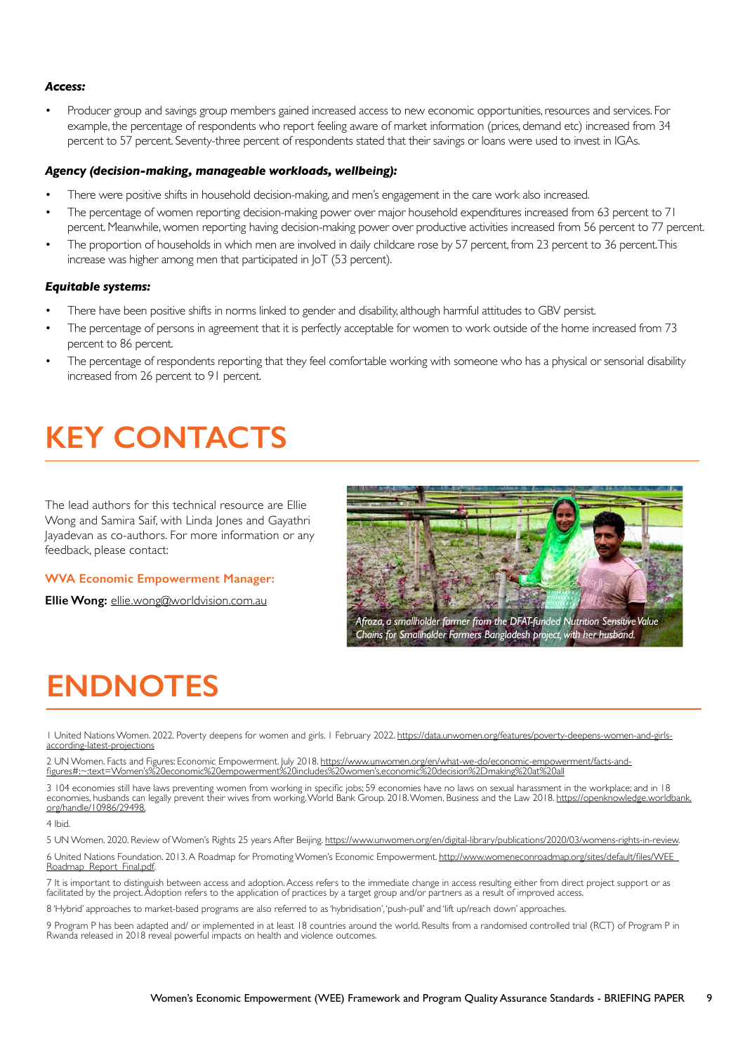***Access:***

- Producer group and savings group members gained increased access to new economic opportunities, resources and services. For example, the percentage of respondents who report feeling aware of market information (prices, demand etc) increased from 34 percent to 57 percent. Seventy-three percent of respondents stated that their savings or loans were used to invest in IGAs.

***Agency (decision-making, manageable workloads, wellbeing):***

- There were positive shifts in household decision-making, and men's engagement in the care work also increased.
- The percentage of women reporting decision-making power over major household expenditures increased from 63 percent to 71 percent. Meanwhile, women reporting having decision-making power over productive activities increased from 56 percent to 77 percent.
- The proportion of households in which men are involved in daily childcare rose by 57 percent, from 23 percent to 36 percent. This increase was higher among men that participated in JoT (53 percent).

***Equitable systems:***

- There have been positive shifts in norms linked to gender and disability, although harmful attitudes to GBV persist.
- The percentage of persons in agreement that it is perfectly acceptable for women to work outside of the home increased from 73 percent to 86 percent.
- The percentage of respondents reporting that they feel comfortable working with someone who has a physical or sensorial disability increased from 26 percent to 91 percent.

# KEY CONTACTS

The lead authors for this technical resource are Ellie Wong and Samira Saif, with Linda Jones and Gayathri Jayadevan as co-authors. For more information or any feedback, please contact:

**WVA Economic Empowerment Manager:**

**Ellie Wong:** ellie.wong@worldvision.com.au

*Afroza, a smallholder farmer from the DFAT-funded Nutrition Sensitive Value Chains for Smallholder Farmers Bangladesh project, with her husband.*

# ENDNOTES

1 United Nations Women. 2022. Poverty deepens for women and girls. 1 February 2022. https://data.unwomen.org/features/poverty-deepens-women-and-girls-according-latest-projections

2 UN Women. Facts and Figures: Economic Empowerment. July 2018. https://www.unwomen.org/en/what-we-do/economic-empowerment/facts-and-figures#:~:text=Women's%20economic%20empowerment%20includes%20women's,economic%20decision%2Dmaking%20at%20all

3 104 economies still have laws preventing women from working in specific jobs; 59 economies have no laws on sexual harassment in the workplace; and in 18 economies, husbands can legally prevent their wives from working. World Bank Group. 2018. Women, Business and the Law 2018. https://openknowledge.worldbank.org/handle/10986/29498.

4 Ibid.

5 UN Women. 2020. Review of Women's Rights 25 years After Beijing. https://www.unwomen.org/en/digital-library/publications/2020/03/womens-rights-in-review.

6 United Nations Foundation. 2013. A Roadmap for Promoting Women's Economic Empowerment. http://www.womeneconroadmap.org/sites/default/files/WEE_Roadmap_Report_Final.pdf.

7 It is important to distinguish between access and adoption. Access refers to the immediate change in access resulting either from direct project support or as facilitated by the project. Adoption refers to the application of practices by a target group and/or partners as a result of improved access.

8 'Hybrid' approaches to market-based programs are also referred to as 'hybridisation', 'push-pull' and 'lift up/reach down' approaches.

9 Program P has been adapted and/ or implemented in at least 18 countries around the world. Results from a randomised controlled trial (RCT) of Program P in Rwanda released in 2018 reveal powerful impacts on health and violence outcomes.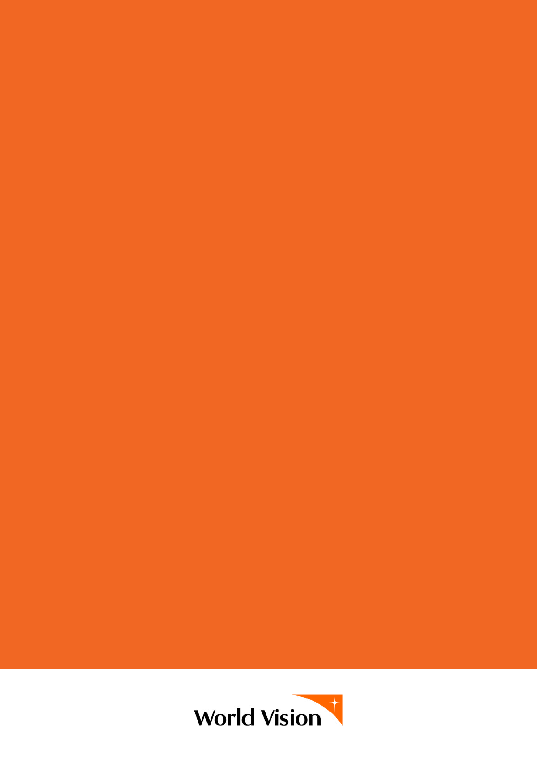World Vision